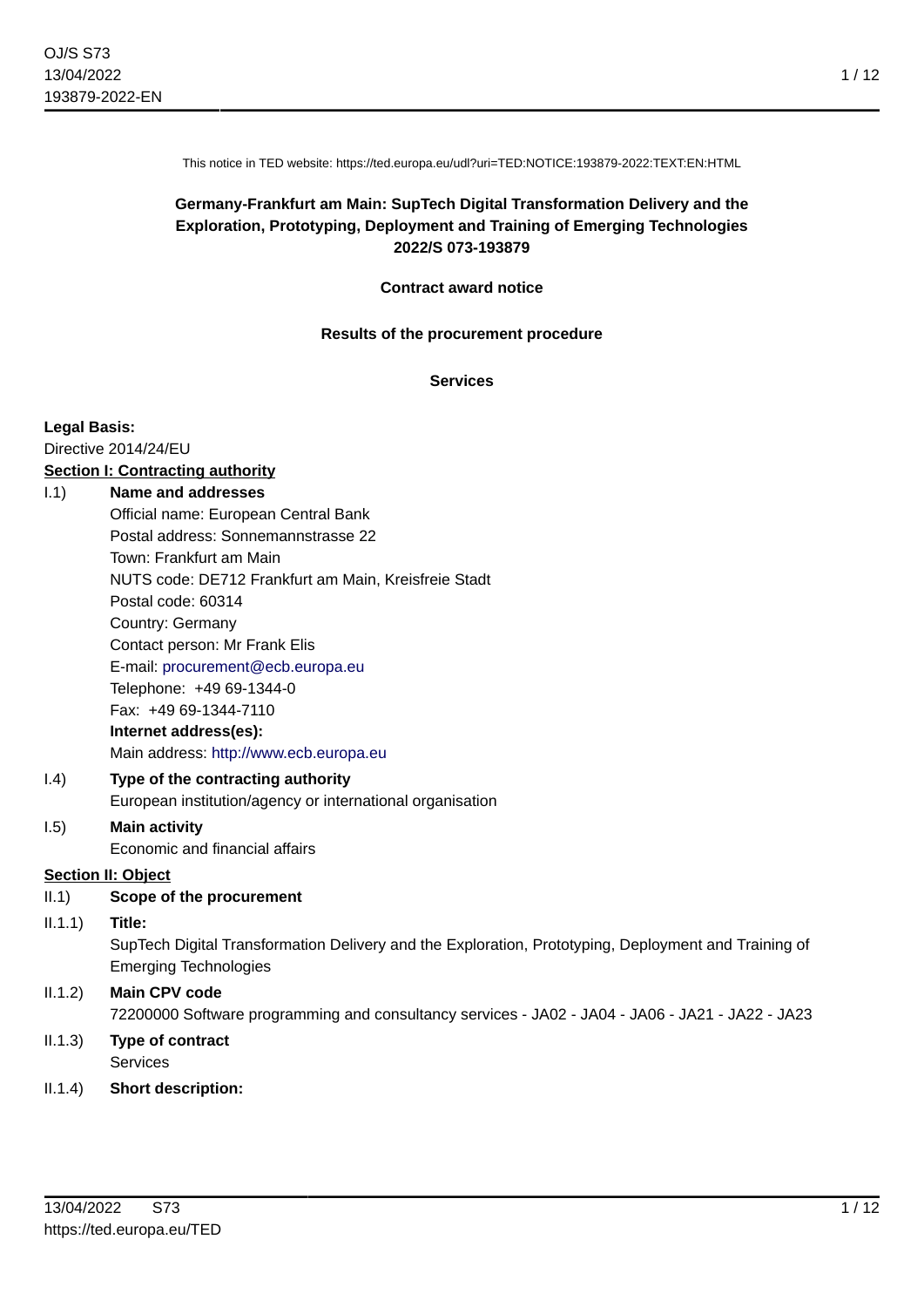This notice in TED website: https://ted.europa.eu/udl?uri=TED:NOTICE:193879-2022:TEXT:EN:HTML

**Germany-Frankfurt am Main: SupTech Digital Transformation Delivery and the Exploration, Prototyping, Deployment and Training of Emerging Technologies**
**2022/S 073-193879**

**Contract award notice**

**Results of the procurement procedure**

**Services**

**Legal Basis:**
Directive 2014/24/EU

**Section I: Contracting authority**

I.1) **Name and addresses**
Official name: European Central Bank
Postal address: Sonnemannstrasse 22
Town: Frankfurt am Main
NUTS code: DE712 Frankfurt am Main, Kreisfreie Stadt
Postal code: 60314
Country: Germany
Contact person: Mr Frank Elis
E-mail: procurement@ecb.europa.eu
Telephone: +49 69-1344-0
Fax: +49 69-1344-7110
**Internet address(es):**
Main address: http://www.ecb.europa.eu

I.4) **Type of the contracting authority**
European institution/agency or international organisation

I.5) **Main activity**
Economic and financial affairs

**Section II: Object**

II.1) **Scope of the procurement**

II.1.1) **Title:**
SupTech Digital Transformation Delivery and the Exploration, Prototyping, Deployment and Training of Emerging Technologies

II.1.2) **Main CPV code**
72200000 Software programming and consultancy services - JA02 - JA04 - JA06 - JA21 - JA22 - JA23

II.1.3) **Type of contract**
Services

II.1.4) **Short description:**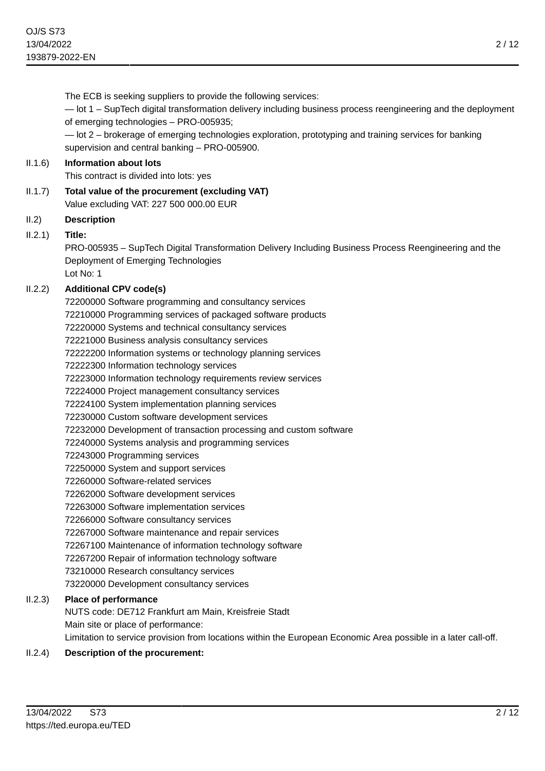The ECB is seeking suppliers to provide the following services:

— lot 1 – SupTech digital transformation delivery including business process reengineering and the deployment of emerging technologies – PRO-005935;

— lot 2 – brokerage of emerging technologies exploration, prototyping and training services for banking supervision and central banking – PRO-005900.

**II.1.6) Information about lots**

This contract is divided into lots: yes

**II.1.7) Total value of the procurement (excluding VAT)**

Value excluding VAT: 227 500 000.00 EUR

**II.2) Description**

**II.2.1) Title:**

PRO-005935 – SupTech Digital Transformation Delivery Including Business Process Reengineering and the Deployment of Emerging Technologies

Lot No: 1

**II.2.2) Additional CPV code(s)**

72200000 Software programming and consultancy services
72210000 Programming services of packaged software products
72220000 Systems and technical consultancy services
72221000 Business analysis consultancy services
72222200 Information systems or technology planning services
72222300 Information technology services
72223000 Information technology requirements review services
72224000 Project management consultancy services
72224100 System implementation planning services
72230000 Custom software development services
72232000 Development of transaction processing and custom software
72240000 Systems analysis and programming services
72243000 Programming services
72250000 System and support services
72260000 Software-related services
72262000 Software development services
72263000 Software implementation services
72266000 Software consultancy services
72267000 Software maintenance and repair services
72267100 Maintenance of information technology software
72267200 Repair of information technology software
73210000 Research consultancy services
73220000 Development consultancy services

**II.2.3) Place of performance**

NUTS code: DE712 Frankfurt am Main, Kreisfreie Stadt

Main site or place of performance:

Limitation to service provision from locations within the European Economic Area possible in a later call-off.

**II.2.4) Description of the procurement:**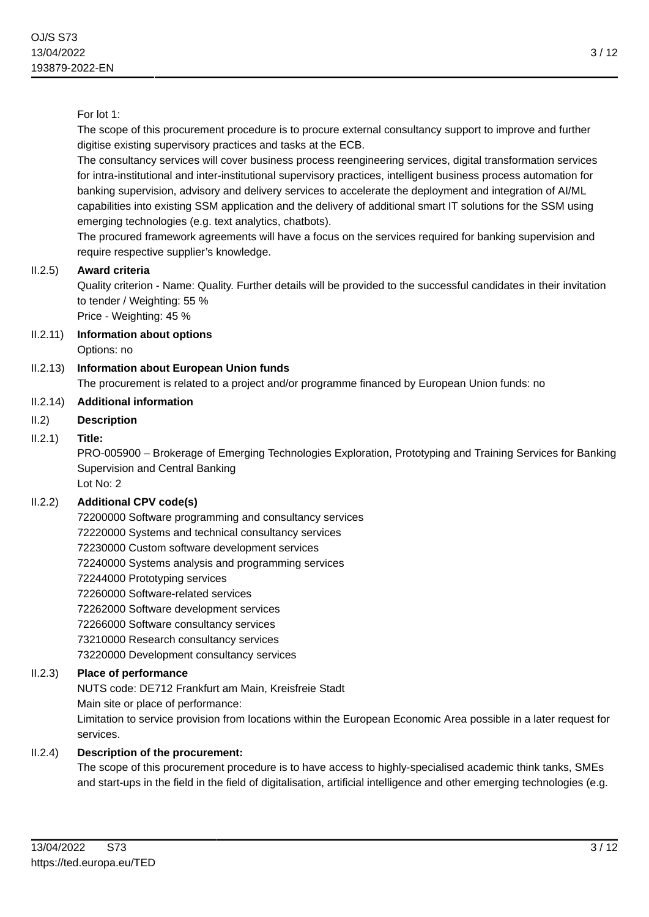For lot 1:

The scope of this procurement procedure is to procure external consultancy support to improve and further digitise existing supervisory practices and tasks at the ECB.

The consultancy services will cover business process reengineering services, digital transformation services for intra-institutional and inter-institutional supervisory practices, intelligent business process automation for banking supervision, advisory and delivery services to accelerate the deployment and integration of AI/ML capabilities into existing SSM application and the delivery of additional smart IT solutions for the SSM using emerging technologies (e.g. text analytics, chatbots).

The procured framework agreements will have a focus on the services required for banking supervision and require respective supplier's knowledge.

II.2.5) **Award criteria**

Quality criterion - Name: Quality. Further details will be provided to the successful candidates in their invitation to tender / Weighting: 55 %

Price - Weighting: 45 %

II.2.11) **Information about options**

Options: no

II.2.13) **Information about European Union funds**

The procurement is related to a project and/or programme financed by European Union funds: no

II.2.14) **Additional information**

II.2) **Description**

II.2.1) **Title:**

PRO-005900 – Brokerage of Emerging Technologies Exploration, Prototyping and Training Services for Banking Supervision and Central Banking

Lot No: 2

II.2.2) **Additional CPV code(s)**

72200000 Software programming and consultancy services
72220000 Systems and technical consultancy services
72230000 Custom software development services
72240000 Systems analysis and programming services
72244000 Prototyping services
72260000 Software-related services
72262000 Software development services
72266000 Software consultancy services
73210000 Research consultancy services
73220000 Development consultancy services

II.2.3) **Place of performance**

NUTS code: DE712 Frankfurt am Main, Kreisfreie Stadt

Main site or place of performance:

Limitation to service provision from locations within the European Economic Area possible in a later request for services.

II.2.4) **Description of the procurement:**

The scope of this procurement procedure is to have access to highly-specialised academic think tanks, SMEs and start-ups in the field in the field of digitalisation, artificial intelligence and other emerging technologies (e.g.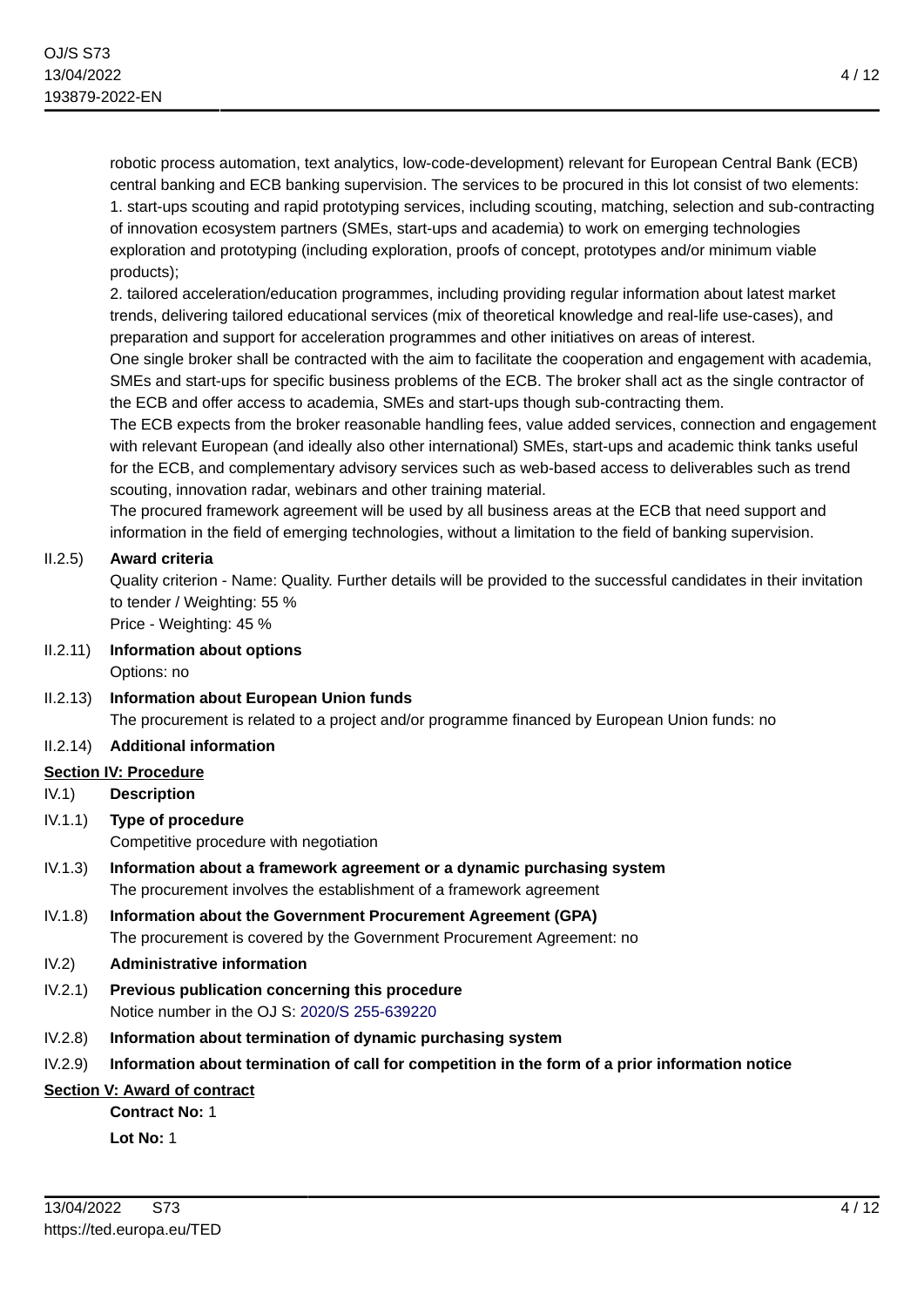robotic process automation, text analytics, low-code-development) relevant for European Central Bank (ECB) central banking and ECB banking supervision. The services to be procured in this lot consist of two elements:
1. start-ups scouting and rapid prototyping services, including scouting, matching, selection and sub-contracting of innovation ecosystem partners (SMEs, start-ups and academia) to work on emerging technologies exploration and prototyping (including exploration, proofs of concept, prototypes and/or minimum viable products);
2. tailored acceleration/education programmes, including providing regular information about latest market trends, delivering tailored educational services (mix of theoretical knowledge and real-life use-cases), and preparation and support for acceleration programmes and other initiatives on areas of interest.
One single broker shall be contracted with the aim to facilitate the cooperation and engagement with academia, SMEs and start-ups for specific business problems of the ECB. The broker shall act as the single contractor of the ECB and offer access to academia, SMEs and start-ups though sub-contracting them.
The ECB expects from the broker reasonable handling fees, value added services, connection and engagement with relevant European (and ideally also other international) SMEs, start-ups and academic think tanks useful for the ECB, and complementary advisory services such as web-based access to deliverables such as trend scouting, innovation radar, webinars and other training material.
The procured framework agreement will be used by all business areas at the ECB that need support and information in the field of emerging technologies, without a limitation to the field of banking supervision.

II.2.5) **Award criteria**

Quality criterion - Name: Quality. Further details will be provided to the successful candidates in their invitation to tender / Weighting: 55 %
Price - Weighting: 45 %

II.2.11) **Information about options**

Options: no

II.2.13) **Information about European Union funds**

The procurement is related to a project and/or programme financed by European Union funds: no

II.2.14) **Additional information**

**Section IV: Procedure**

IV.1) **Description**

IV.1.1) **Type of procedure**

Competitive procedure with negotiation

IV.1.3) **Information about a framework agreement or a dynamic purchasing system**

The procurement involves the establishment of a framework agreement

IV.1.8) **Information about the Government Procurement Agreement (GPA)**

The procurement is covered by the Government Procurement Agreement: no

IV.2) **Administrative information**

IV.2.1) **Previous publication concerning this procedure**

Notice number in the OJ S: 2020/S 255-639220

IV.2.8) **Information about termination of dynamic purchasing system**

IV.2.9) **Information about termination of call for competition in the form of a prior information notice**

**Section V: Award of contract**

**Contract No:** 1

**Lot No:** 1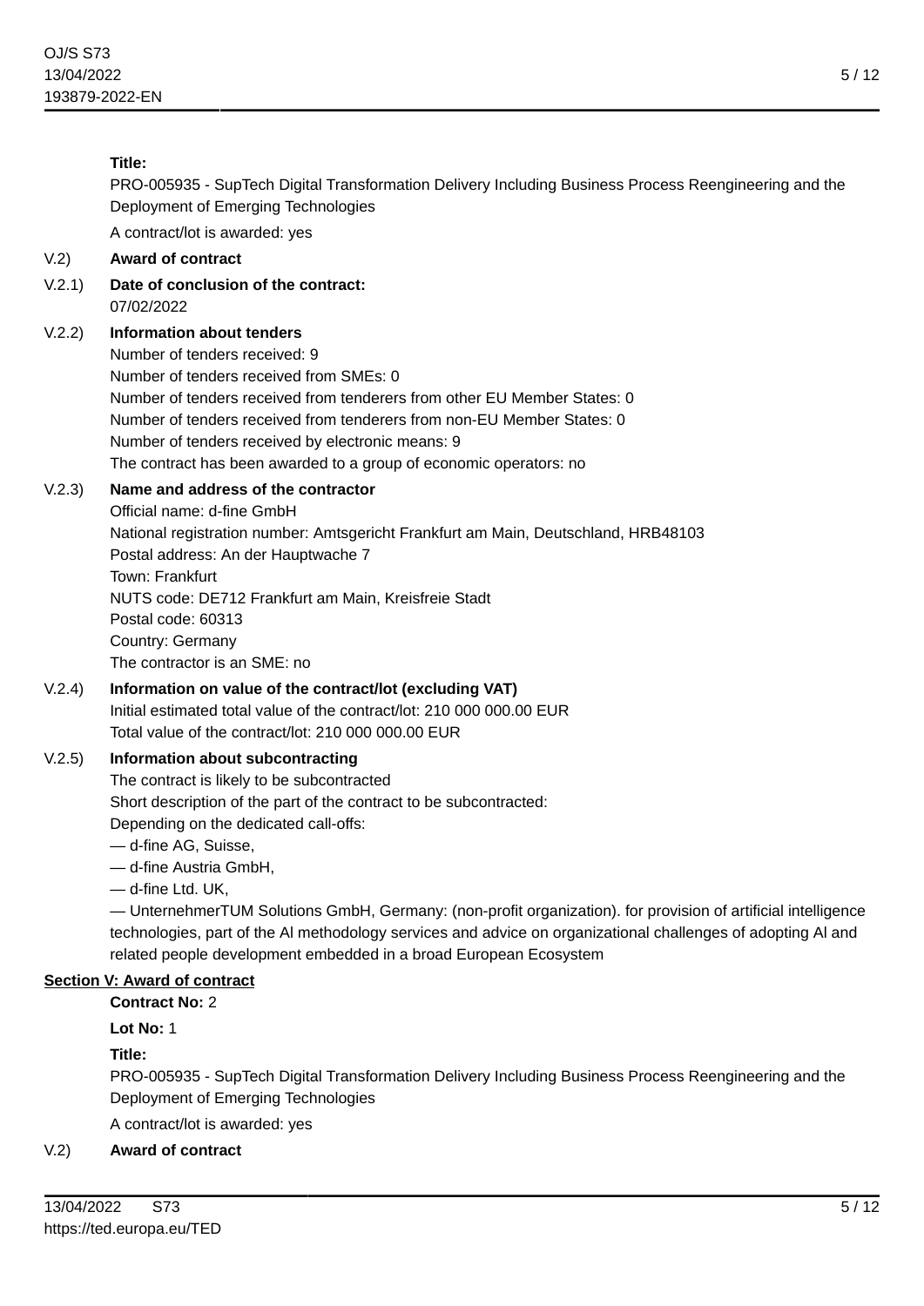**Title:**

PRO-005935 - SupTech Digital Transformation Delivery Including Business Process Reengineering and the Deployment of Emerging Technologies

A contract/lot is awarded: yes

V.2) **Award of contract**

V.2.1) **Date of conclusion of the contract:**
07/02/2022

V.2.2) **Information about tenders**
Number of tenders received: 9
Number of tenders received from SMEs: 0
Number of tenders received from tenderers from other EU Member States: 0
Number of tenders received from tenderers from non-EU Member States: 0
Number of tenders received by electronic means: 9
The contract has been awarded to a group of economic operators: no

V.2.3) **Name and address of the contractor**
Official name: d-fine GmbH
National registration number: Amtsgericht Frankfurt am Main, Deutschland, HRB48103
Postal address: An der Hauptwache 7
Town: Frankfurt
NUTS code: DE712 Frankfurt am Main, Kreisfreie Stadt
Postal code: 60313
Country: Germany
The contractor is an SME: no

V.2.4) **Information on value of the contract/lot (excluding VAT)**
Initial estimated total value of the contract/lot: 210 000 000.00 EUR
Total value of the contract/lot: 210 000 000.00 EUR

V.2.5) **Information about subcontracting**
The contract is likely to be subcontracted
Short description of the part of the contract to be subcontracted:
Depending on the dedicated call-offs:
— d-fine AG, Suisse,
— d-fine Austria GmbH,
— d-fine Ltd. UK,
— UnternehmerTUM Solutions GmbH, Germany: (non-profit organization). for provision of artificial intelligence technologies, part of the Al methodology services and advice on organizational challenges of adopting Al and related people development embedded in a broad European Ecosystem

**Section V: Award of contract**

**Contract No:** 2

**Lot No:** 1

**Title:**

PRO-005935 - SupTech Digital Transformation Delivery Including Business Process Reengineering and the Deployment of Emerging Technologies

A contract/lot is awarded: yes

V.2) **Award of contract**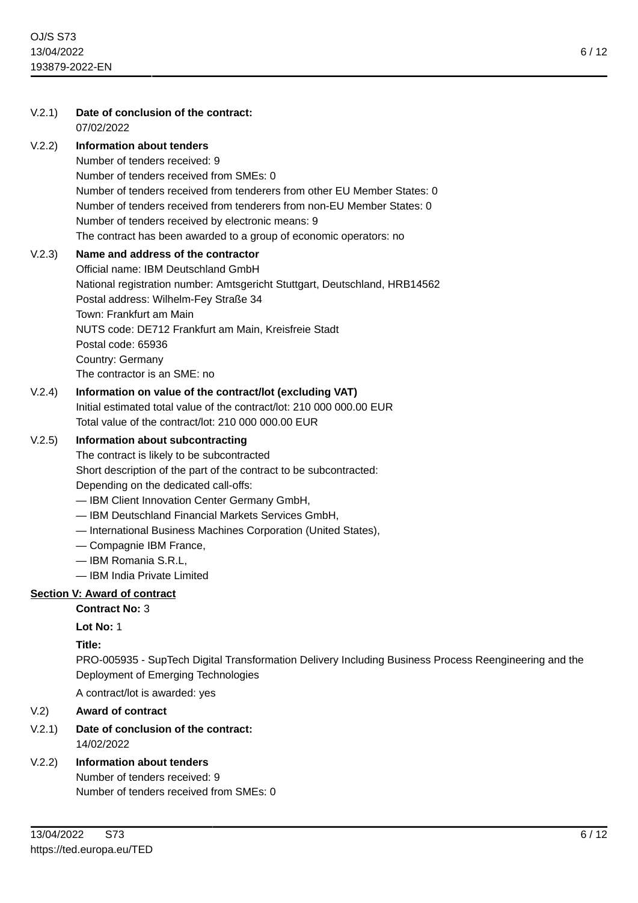V.2.1) **Date of conclusion of the contract:**
07/02/2022

V.2.2) **Information about tenders**
Number of tenders received: 9
Number of tenders received from SMEs: 0
Number of tenders received from tenderers from other EU Member States: 0
Number of tenders received from tenderers from non-EU Member States: 0
Number of tenders received by electronic means: 9
The contract has been awarded to a group of economic operators: no

V.2.3) **Name and address of the contractor**
Official name: IBM Deutschland GmbH
National registration number: Amtsgericht Stuttgart, Deutschland, HRB14562
Postal address: Wilhelm-Fey Straße 34
Town: Frankfurt am Main
NUTS code: DE712 Frankfurt am Main, Kreisfreie Stadt
Postal code: 65936
Country: Germany
The contractor is an SME: no

V.2.4) **Information on value of the contract/lot (excluding VAT)**
Initial estimated total value of the contract/lot: 210 000 000.00 EUR
Total value of the contract/lot: 210 000 000.00 EUR

V.2.5) **Information about subcontracting**
The contract is likely to be subcontracted
Short description of the part of the contract to be subcontracted:
Depending on the dedicated call-offs:
— IBM Client Innovation Center Germany GmbH,
— IBM Deutschland Financial Markets Services GmbH,
— International Business Machines Corporation (United States),
— Compagnie IBM France,
— IBM Romania S.R.L,
— IBM India Private Limited

## Section V: Award of contract

**Contract No:** 3

**Lot No:** 1

**Title:**
PRO-005935 - SupTech Digital Transformation Delivery Including Business Process Reengineering and the Deployment of Emerging Technologies

A contract/lot is awarded: yes

V.2) **Award of contract**

V.2.1) **Date of conclusion of the contract:**
14/02/2022

V.2.2) **Information about tenders**
Number of tenders received: 9
Number of tenders received from SMEs: 0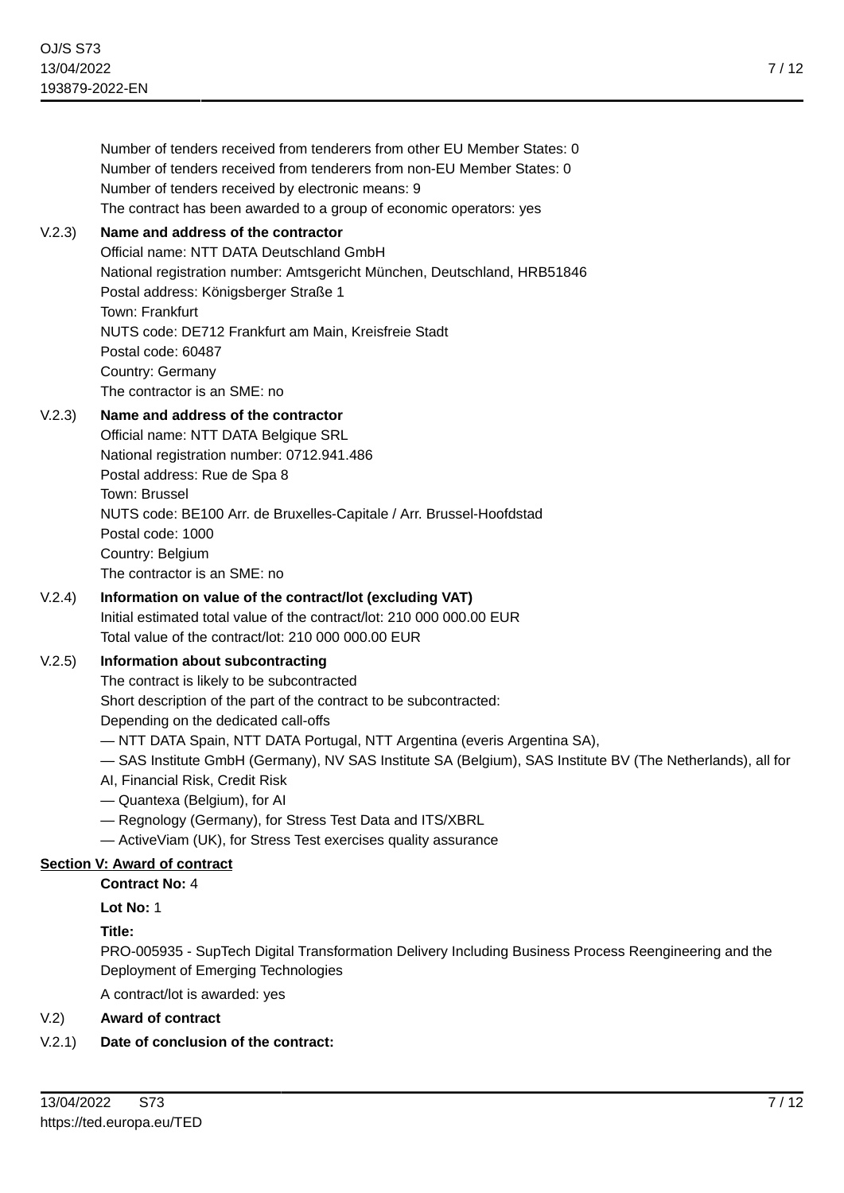Number of tenders received from tenderers from other EU Member States: 0
Number of tenders received from tenderers from non-EU Member States: 0
Number of tenders received by electronic means: 9
The contract has been awarded to a group of economic operators: yes

V.2.3) **Name and address of the contractor**
Official name: NTT DATA Deutschland GmbH
National registration number: Amtsgericht München, Deutschland, HRB51846
Postal address: Königsberger Straße 1
Town: Frankfurt
NUTS code: DE712 Frankfurt am Main, Kreisfreie Stadt
Postal code: 60487
Country: Germany
The contractor is an SME: no

V.2.3) **Name and address of the contractor**
Official name: NTT DATA Belgique SRL
National registration number: 0712.941.486
Postal address: Rue de Spa 8
Town: Brussel
NUTS code: BE100 Arr. de Bruxelles-Capitale / Arr. Brussel-Hoofdstad
Postal code: 1000
Country: Belgium
The contractor is an SME: no

V.2.4) **Information on value of the contract/lot (excluding VAT)**
Initial estimated total value of the contract/lot: 210 000 000.00 EUR
Total value of the contract/lot: 210 000 000.00 EUR

V.2.5) **Information about subcontracting**
The contract is likely to be subcontracted
Short description of the part of the contract to be subcontracted:
Depending on the dedicated call-offs
— NTT DATA Spain, NTT DATA Portugal, NTT Argentina (everis Argentina SA),
— SAS Institute GmbH (Germany), NV SAS Institute SA (Belgium), SAS Institute BV (The Netherlands), all for AI, Financial Risk, Credit Risk
— Quantexa (Belgium), for AI
— Regnology (Germany), for Stress Test Data and ITS/XBRL
— ActiveViam (UK), for Stress Test exercises quality assurance

## Section V: Award of contract

**Contract No:** 4

**Lot No:** 1

**Title:**
PRO-005935 - SupTech Digital Transformation Delivery Including Business Process Reengineering and the Deployment of Emerging Technologies

A contract/lot is awarded: yes

V.2) **Award of contract**

V.2.1) **Date of conclusion of the contract:**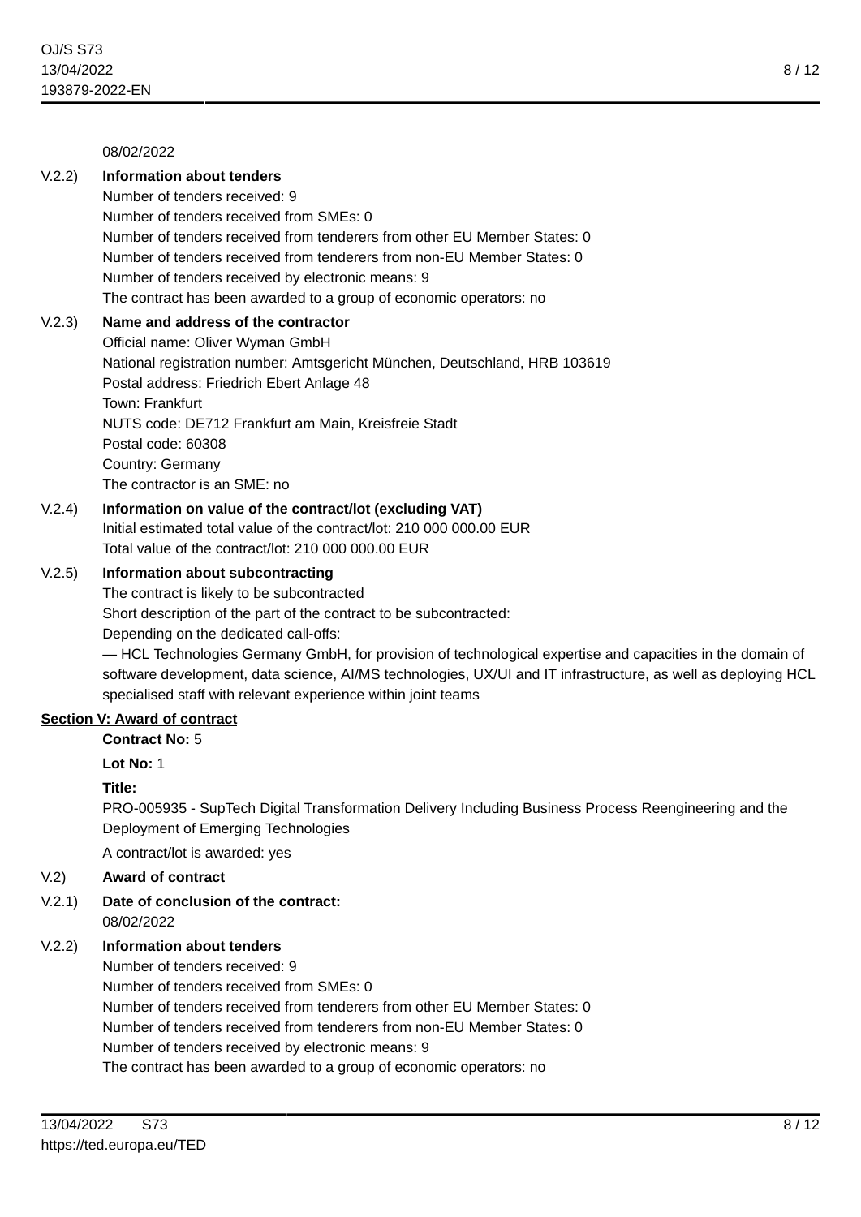08/02/2022

**V.2.2) Information about tenders**

Number of tenders received: 9
Number of tenders received from SMEs: 0
Number of tenders received from tenderers from other EU Member States: 0
Number of tenders received from tenderers from non-EU Member States: 0
Number of tenders received by electronic means: 9
The contract has been awarded to a group of economic operators: no

**V.2.3) Name and address of the contractor**

Official name: Oliver Wyman GmbH
National registration number: Amtsgericht München, Deutschland, HRB 103619
Postal address: Friedrich Ebert Anlage 48
Town: Frankfurt
NUTS code: DE712 Frankfurt am Main, Kreisfreie Stadt
Postal code: 60308
Country: Germany
The contractor is an SME: no

**V.2.4) Information on value of the contract/lot (excluding VAT)**

Initial estimated total value of the contract/lot: 210 000 000.00 EUR
Total value of the contract/lot: 210 000 000.00 EUR

**V.2.5) Information about subcontracting**

The contract is likely to be subcontracted
Short description of the part of the contract to be subcontracted:
Depending on the dedicated call-offs:
— HCL Technologies Germany GmbH, for provision of technological expertise and capacities in the domain of software development, data science, AI/MS technologies, UX/UI and IT infrastructure, as well as deploying HCL specialised staff with relevant experience within joint teams

## Section V: Award of contract

**Contract No:** 5

**Lot No:** 1

**Title:**

PRO-005935 - SupTech Digital Transformation Delivery Including Business Process Reengineering and the Deployment of Emerging Technologies

A contract/lot is awarded: yes

**V.2) Award of contract**

**V.2.1) Date of conclusion of the contract:**

08/02/2022

**V.2.2) Information about tenders**

Number of tenders received: 9
Number of tenders received from SMEs: 0
Number of tenders received from tenderers from other EU Member States: 0
Number of tenders received from tenderers from non-EU Member States: 0
Number of tenders received by electronic means: 9
The contract has been awarded to a group of economic operators: no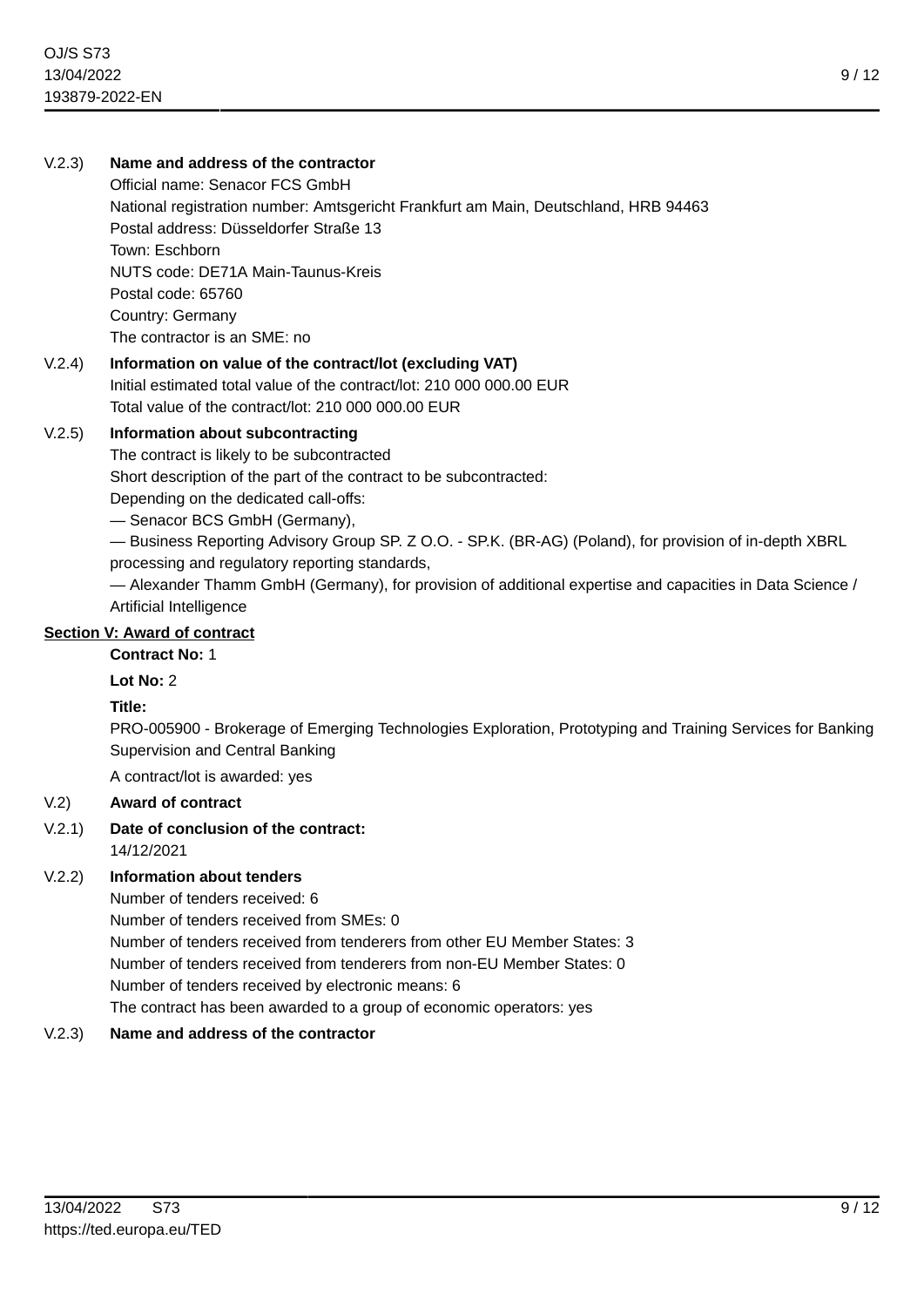V.2.3) **Name and address of the contractor**

Official name: Senacor FCS GmbH
National registration number: Amtsgericht Frankfurt am Main, Deutschland, HRB 94463
Postal address: Düsseldorfer Straße 13
Town: Eschborn
NUTS code: DE71A Main-Taunus-Kreis
Postal code: 65760
Country: Germany
The contractor is an SME: no

V.2.4) **Information on value of the contract/lot (excluding VAT)**

Initial estimated total value of the contract/lot: 210 000 000.00 EUR
Total value of the contract/lot: 210 000 000.00 EUR

V.2.5) **Information about subcontracting**

The contract is likely to be subcontracted
Short description of the part of the contract to be subcontracted:
Depending on the dedicated call-offs:
— Senacor BCS GmbH (Germany),
— Business Reporting Advisory Group SP. Z O.O. - SP.K. (BR-AG) (Poland), for provision of in-depth XBRL processing and regulatory reporting standards,
— Alexander Thamm GmbH (Germany), for provision of additional expertise and capacities in Data Science / Artificial Intelligence

## Section V: Award of contract

**Contract No:** 1

**Lot No:** 2

**Title:**

PRO-005900 - Brokerage of Emerging Technologies Exploration, Prototyping and Training Services for Banking Supervision and Central Banking

A contract/lot is awarded: yes

V.2) **Award of contract**

V.2.1) **Date of conclusion of the contract:**

14/12/2021

V.2.2) **Information about tenders**

Number of tenders received: 6
Number of tenders received from SMEs: 0
Number of tenders received from tenderers from other EU Member States: 3
Number of tenders received from tenderers from non-EU Member States: 0
Number of tenders received by electronic means: 6
The contract has been awarded to a group of economic operators: yes

V.2.3) **Name and address of the contractor**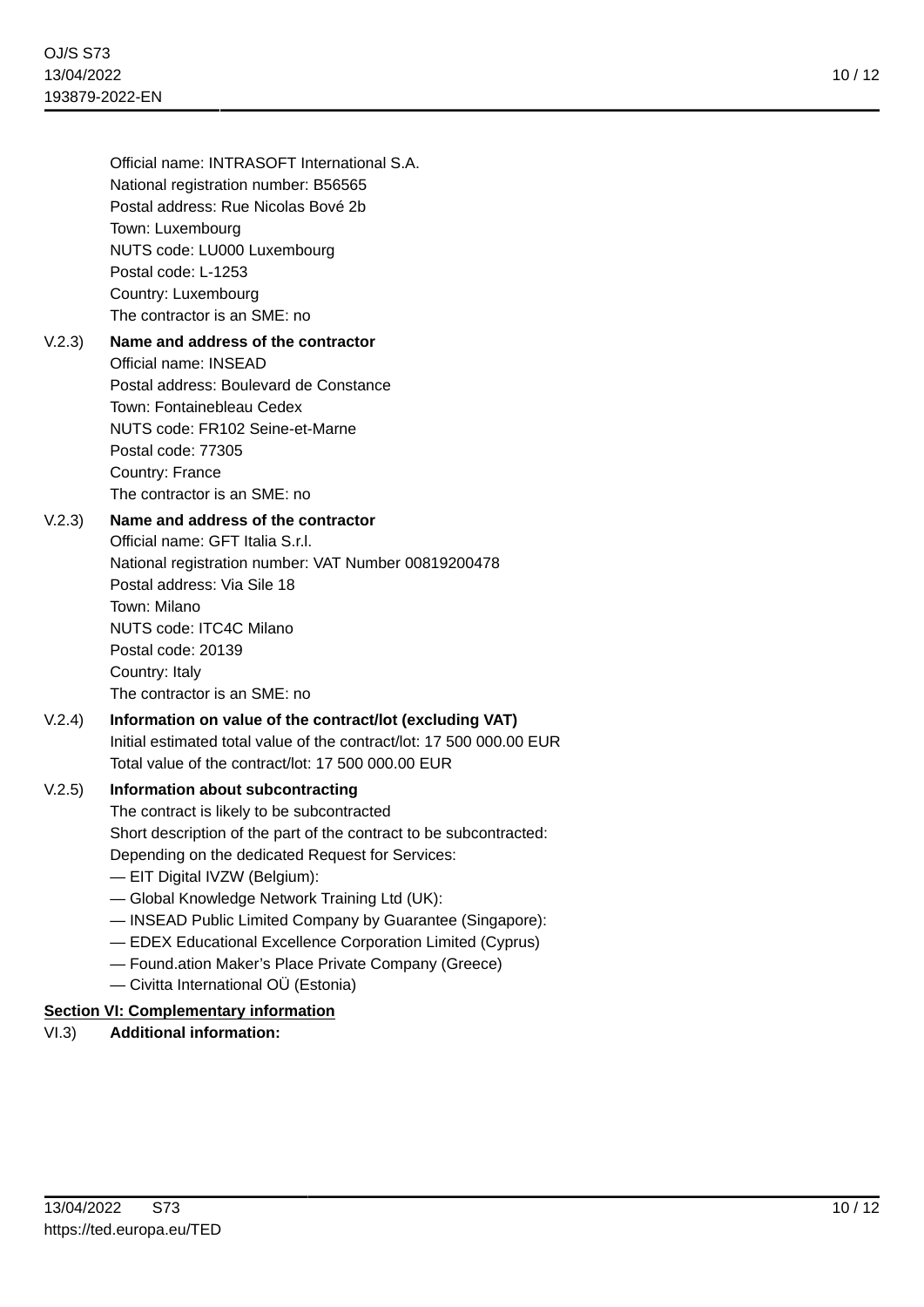Official name: INTRASOFT International S.A.
National registration number: B56565
Postal address: Rue Nicolas Bové 2b
Town: Luxembourg
NUTS code: LU000 Luxembourg
Postal code: L-1253
Country: Luxembourg
The contractor is an SME: no

V.2.3) **Name and address of the contractor**
Official name: INSEAD
Postal address: Boulevard de Constance
Town: Fontainebleau Cedex
NUTS code: FR102 Seine-et-Marne
Postal code: 77305
Country: France
The contractor is an SME: no

V.2.3) **Name and address of the contractor**
Official name: GFT Italia S.r.l.
National registration number: VAT Number 00819200478
Postal address: Via Sile 18
Town: Milano
NUTS code: ITC4C Milano
Postal code: 20139
Country: Italy
The contractor is an SME: no

V.2.4) **Information on value of the contract/lot (excluding VAT)**
Initial estimated total value of the contract/lot: 17 500 000.00 EUR
Total value of the contract/lot: 17 500 000.00 EUR

V.2.5) **Information about subcontracting**
The contract is likely to be subcontracted
Short description of the part of the contract to be subcontracted:
Depending on the dedicated Request for Services:
— EIT Digital IVZW (Belgium):
— Global Knowledge Network Training Ltd (UK):
— INSEAD Public Limited Company by Guarantee (Singapore):
— EDEX Educational Excellence Corporation Limited (Cyprus)
— Found.ation Maker’s Place Private Company (Greece)
— Civitta International OÜ (Estonia)

**Section VI: Complementary information**

VI.3) **Additional information:**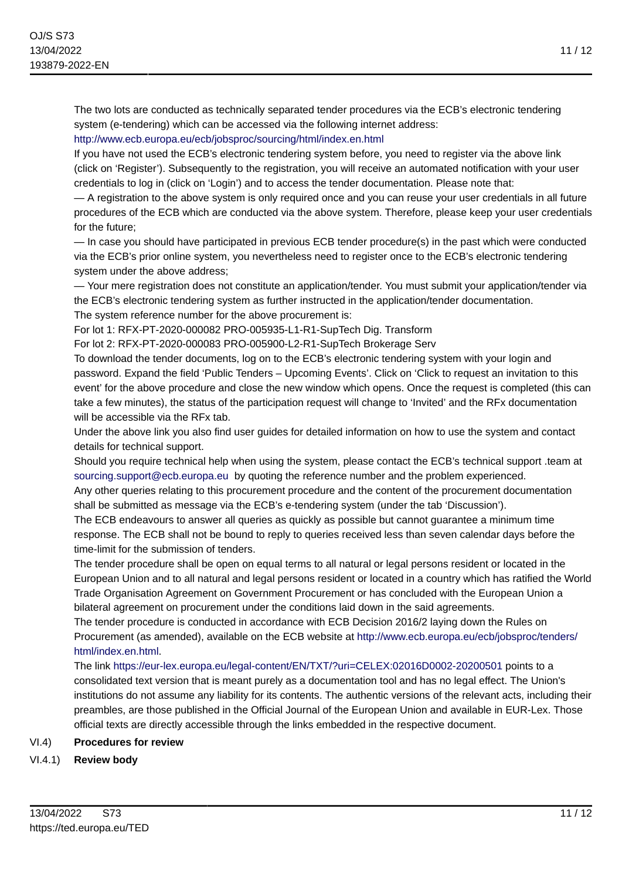The two lots are conducted as technically separated tender procedures via the ECB's electronic tendering system (e-tendering) which can be accessed via the following internet address:
http://www.ecb.europa.eu/ecb/jobsproc/sourcing/html/index.en.html
If you have not used the ECB's electronic tendering system before, you need to register via the above link (click on 'Register'). Subsequently to the registration, you will receive an automated notification with your user credentials to log in (click on 'Login') and to access the tender documentation. Please note that:
— A registration to the above system is only required once and you can reuse your user credentials in all future procedures of the ECB which are conducted via the above system. Therefore, please keep your user credentials for the future;
— In case you should have participated in previous ECB tender procedure(s) in the past which were conducted via the ECB's prior online system, you nevertheless need to register once to the ECB's electronic tendering system under the above address;
— Your mere registration does not constitute an application/tender. You must submit your application/tender via the ECB's electronic tendering system as further instructed in the application/tender documentation.
The system reference number for the above procurement is:
For lot 1: RFX-PT-2020-000082 PRO-005935-L1-R1-SupTech Dig. Transform
For lot 2: RFX-PT-2020-000083 PRO-005900-L2-R1-SupTech Brokerage Serv
To download the tender documents, log on to the ECB's electronic tendering system with your login and password. Expand the field 'Public Tenders – Upcoming Events'. Click on 'Click to request an invitation to this event' for the above procedure and close the new window which opens. Once the request is completed (this can take a few minutes), the status of the participation request will change to 'Invited' and the RFx documentation will be accessible via the RFx tab.
Under the above link you also find user guides for detailed information on how to use the system and contact details for technical support.
Should you require technical help when using the system, please contact the ECB's technical support .team at sourcing.support@ecb.europa.eu by quoting the reference number and the problem experienced.
Any other queries relating to this procurement procedure and the content of the procurement documentation shall be submitted as message via the ECB's e-tendering system (under the tab 'Discussion').
The ECB endeavours to answer all queries as quickly as possible but cannot guarantee a minimum time response. The ECB shall not be bound to reply to queries received less than seven calendar days before the time-limit for the submission of tenders.
The tender procedure shall be open on equal terms to all natural or legal persons resident or located in the European Union and to all natural and legal persons resident or located in a country which has ratified the World Trade Organisation Agreement on Government Procurement or has concluded with the European Union a bilateral agreement on procurement under the conditions laid down in the said agreements.
The tender procedure is conducted in accordance with ECB Decision 2016/2 laying down the Rules on Procurement (as amended), available on the ECB website at http://www.ecb.europa.eu/ecb/jobsproc/tenders/html/index.en.html.
The link https://eur-lex.europa.eu/legal-content/EN/TXT/?uri=CELEX:02016D0002-20200501 points to a consolidated text version that is meant purely as a documentation tool and has no legal effect. The Union's institutions do not assume any liability for its contents. The authentic versions of the relevant acts, including their preambles, are those published in the Official Journal of the European Union and available in EUR-Lex. Those official texts are directly accessible through the links embedded in the respective document.

VI.4) **Procedures for review**

VI.4.1) **Review body**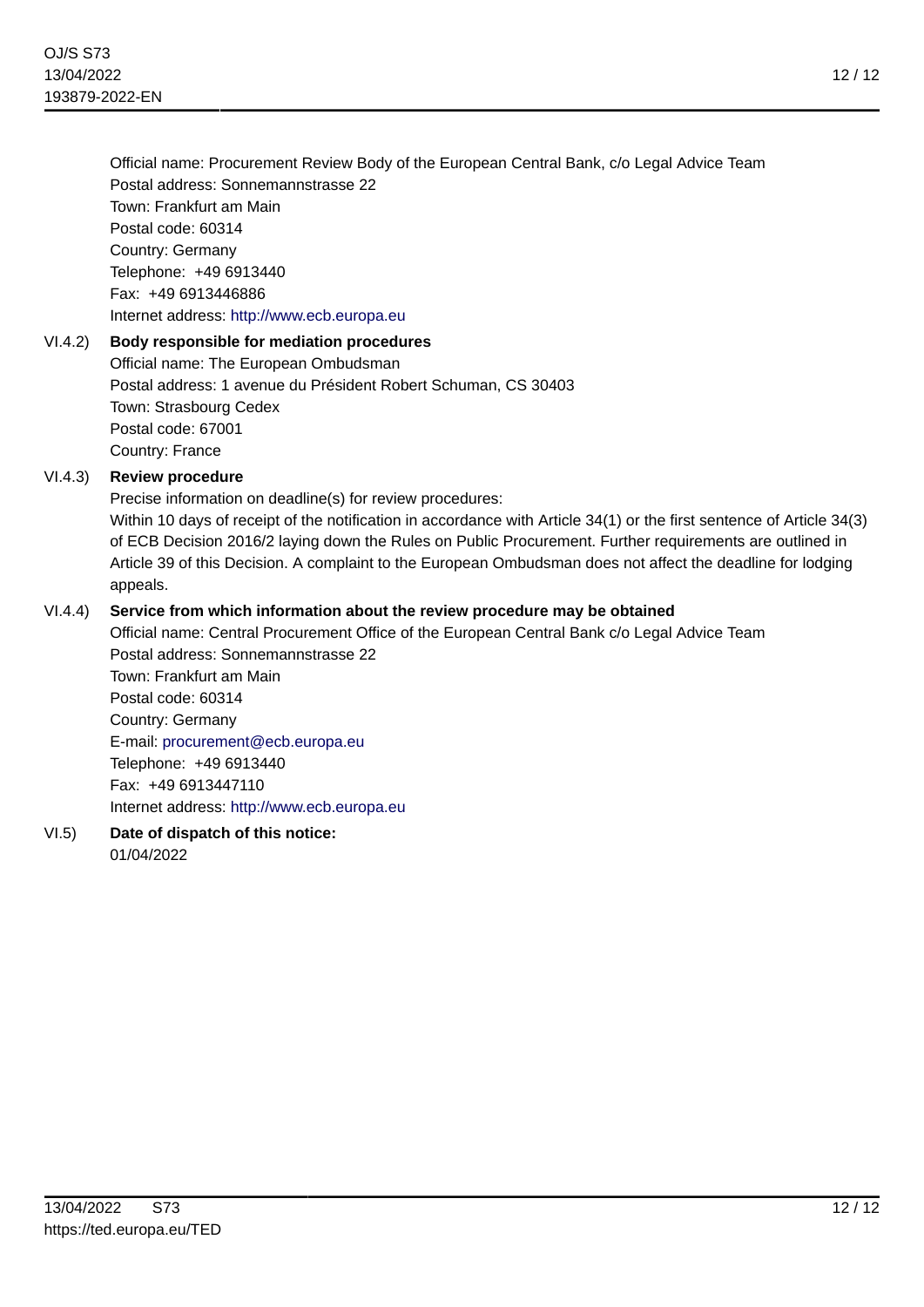Official name: Procurement Review Body of the European Central Bank, c/o Legal Advice Team
Postal address: Sonnemannstrasse 22
Town: Frankfurt am Main
Postal code: 60314
Country: Germany
Telephone: +49 6913440
Fax: +49 6913446886
Internet address: http://www.ecb.europa.eu

VI.4.2) **Body responsible for mediation procedures**

Official name: The European Ombudsman
Postal address: 1 avenue du Président Robert Schuman, CS 30403
Town: Strasbourg Cedex
Postal code: 67001
Country: France

VI.4.3) **Review procedure**

Precise information on deadline(s) for review procedures:
Within 10 days of receipt of the notification in accordance with Article 34(1) or the first sentence of Article 34(3) of ECB Decision 2016/2 laying down the Rules on Public Procurement. Further requirements are outlined in Article 39 of this Decision. A complaint to the European Ombudsman does not affect the deadline for lodging appeals.

VI.4.4) **Service from which information about the review procedure may be obtained**

Official name: Central Procurement Office of the European Central Bank c/o Legal Advice Team
Postal address: Sonnemannstrasse 22
Town: Frankfurt am Main
Postal code: 60314
Country: Germany
E-mail: procurement@ecb.europa.eu
Telephone: +49 6913440
Fax: +49 6913447110
Internet address: http://www.ecb.europa.eu

VI.5) **Date of dispatch of this notice:**

01/04/2022